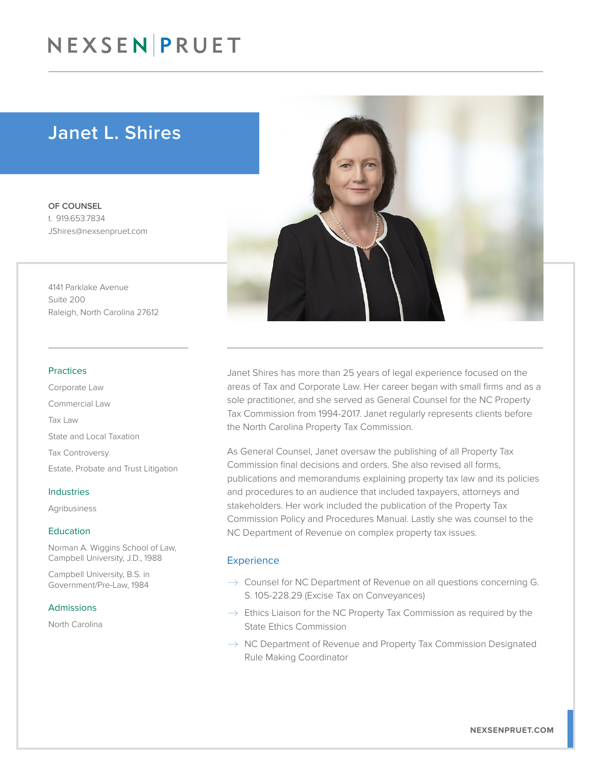# NEXSEN PRUET

## Janet L. Shires

**OF COUNSEL**
t. 919.653.7834
JShires@nexsenpruet.com

4141 Parklake Avenue
Suite 200
Raleigh, North Carolina 27612

### Practices

Corporate Law

Commercial Law

Tax Law

State and Local Taxation

Tax Controversy

Estate, Probate and Trust Litigation

### Industries

Agribusiness

### Education

Norman A. Wiggins School of Law, Campbell University, J.D., 1988

Campbell University, B.S. in Government/Pre-Law, 1984

### Admissions

North Carolina

Janet Shires has more than 25 years of legal experience focused on the areas of Tax and Corporate Law. Her career began with small firms and as a sole practitioner, and she served as General Counsel for the NC Property Tax Commission from 1994-2017. Janet regularly represents clients before the North Carolina Property Tax Commission.

As General Counsel, Janet oversaw the publishing of all Property Tax Commission final decisions and orders. She also revised all forms, publications and memorandums explaining property tax law and its policies and procedures to an audience that included taxpayers, attorneys and stakeholders. Her work included the publication of the Property Tax Commission Policy and Procedures Manual. Lastly she was counsel to the NC Department of Revenue on complex property tax issues.

### Experience

- Counsel for NC Department of Revenue on all questions concerning G. S. 105-228.29 (Excise Tax on Conveyances)
- Ethics Liaison for the NC Property Tax Commission as required by the State Ethics Commission
- NC Department of Revenue and Property Tax Commission Designated Rule Making Coordinator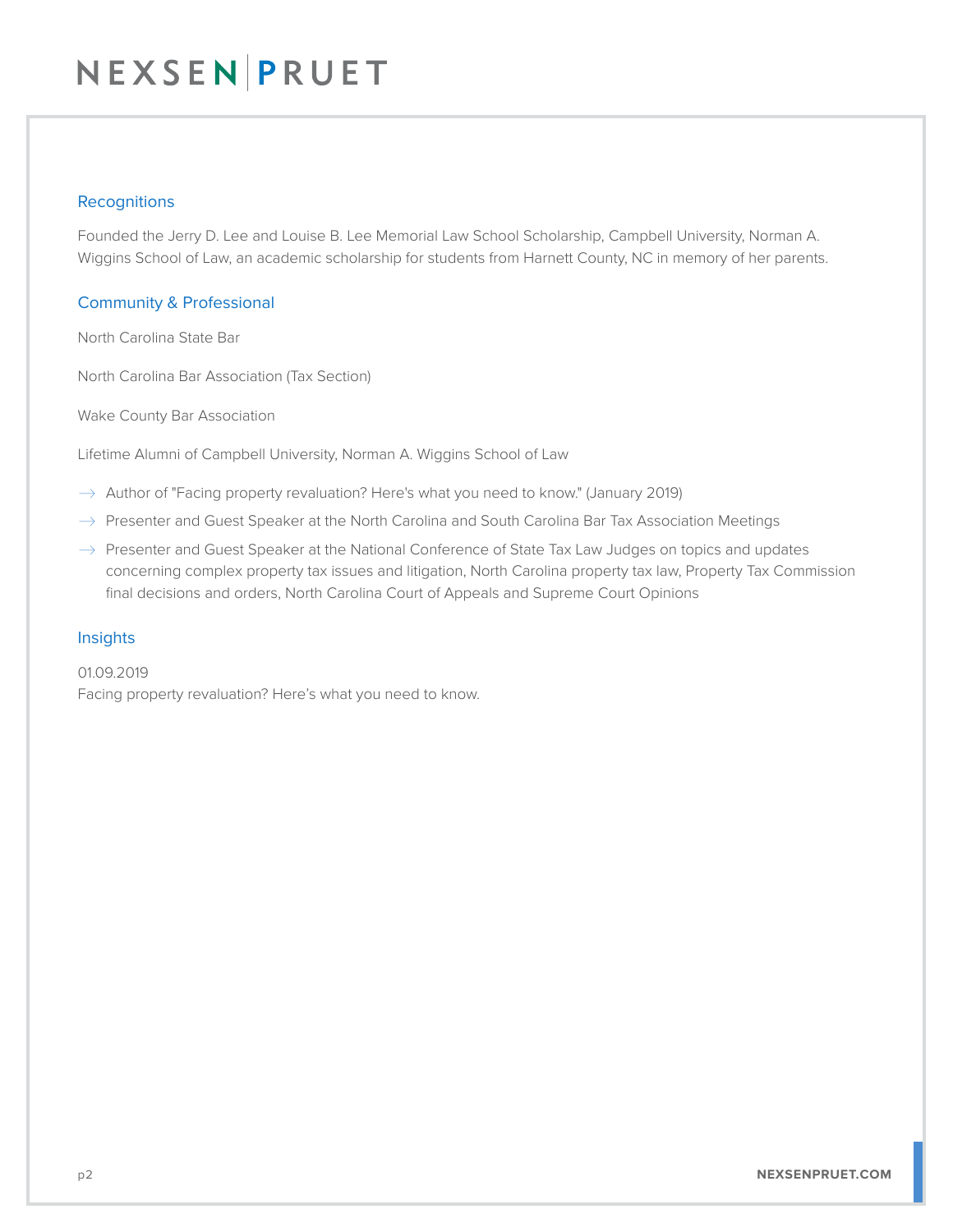## Recognitions

Founded the Jerry D. Lee and Louise B. Lee Memorial Law School Scholarship, Campbell University, Norman A. Wiggins School of Law, an academic scholarship for students from Harnett County, NC in memory of her parents.

## Community & Professional

North Carolina State Bar

North Carolina Bar Association (Tax Section)

Wake County Bar Association

Lifetime Alumni of Campbell University, Norman A. Wiggins School of Law

- Author of "Facing property revaluation? Here's what you need to know." (January 2019)
- Presenter and Guest Speaker at the North Carolina and South Carolina Bar Tax Association Meetings
- Presenter and Guest Speaker at the National Conference of State Tax Law Judges on topics and updates concerning complex property tax issues and litigation, North Carolina property tax law, Property Tax Commission final decisions and orders, North Carolina Court of Appeals and Supreme Court Opinions

## Insights

01.09.2019
Facing property revaluation? Here's what you need to know.